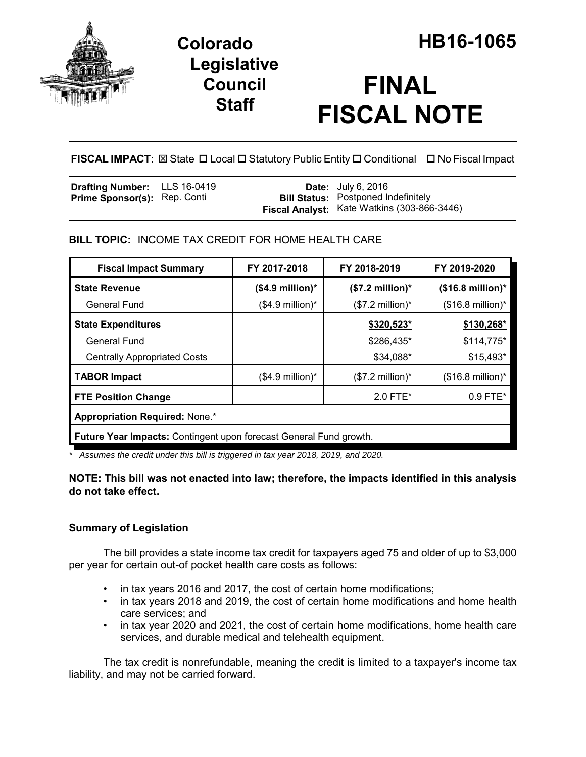# Colorado Legislative Council Staff

# HB16-1065

# FINAL FISCAL NOTE

**FISCAL IMPACT:** ☒ State ☐ Local ☐ Statutory Public Entity ☐ Conditional ☐ No Fiscal Impact

| | | | |
|---|---|---|---|
| **Drafting Number:** | LLS 16-0419 | **Date:** | July 6, 2016 |
| **Prime Sponsor(s):** | Rep. Conti | **Bill Status:** | Postponed Indefinitely |
| | | **Fiscal Analyst:** | Kate Watkins (303-866-3446) |

**BILL TOPIC:** INCOME TAX CREDIT FOR HOME HEALTH CARE

| Fiscal Impact Summary | FY 2017-2018 | FY 2018-2019 | FY 2019-2020 |
|---|---|---|---|
| **State Revenue** | **($4.9 million)*** | **($7.2 million)*** | **($16.8 million)*** |
| General Fund | ($4.9 million)* | ($7.2 million)* | ($16.8 million)* |
| **State Expenditures** | | **$320,523*** | **$130,268*** |
| General Fund | | $286,435* | $114,775* |
| Centrally Appropriated Costs | | $34,088* | $15,493* |
| **TABOR Impact** | ($4.9 million)* | ($7.2 million)* | ($16.8 million)* |
| **FTE Position Change** | | 2.0 FTE* | 0.9 FTE* |
| **Appropriation Required:** None.* | | | |
| **Future Year Impacts:** Contingent upon forecast General Fund growth. | | | |

*\* Assumes the credit under this bill is triggered in tax year 2018, 2019, and 2020.*

**NOTE: This bill was not enacted into law; therefore, the impacts identified in this analysis do not take effect.**

### Summary of Legislation

The bill provides a state income tax credit for taxpayers aged 75 and older of up to $3,000 per year for certain out-of pocket health care costs as follows:

- in tax years 2016 and 2017, the cost of certain home modifications;
- in tax years 2018 and 2019, the cost of certain home modifications and home health care services; and
- in tax year 2020 and 2021, the cost of certain home modifications, home health care services, and durable medical and telehealth equipment.

The tax credit is nonrefundable, meaning the credit is limited to a taxpayer's income tax liability, and may not be carried forward.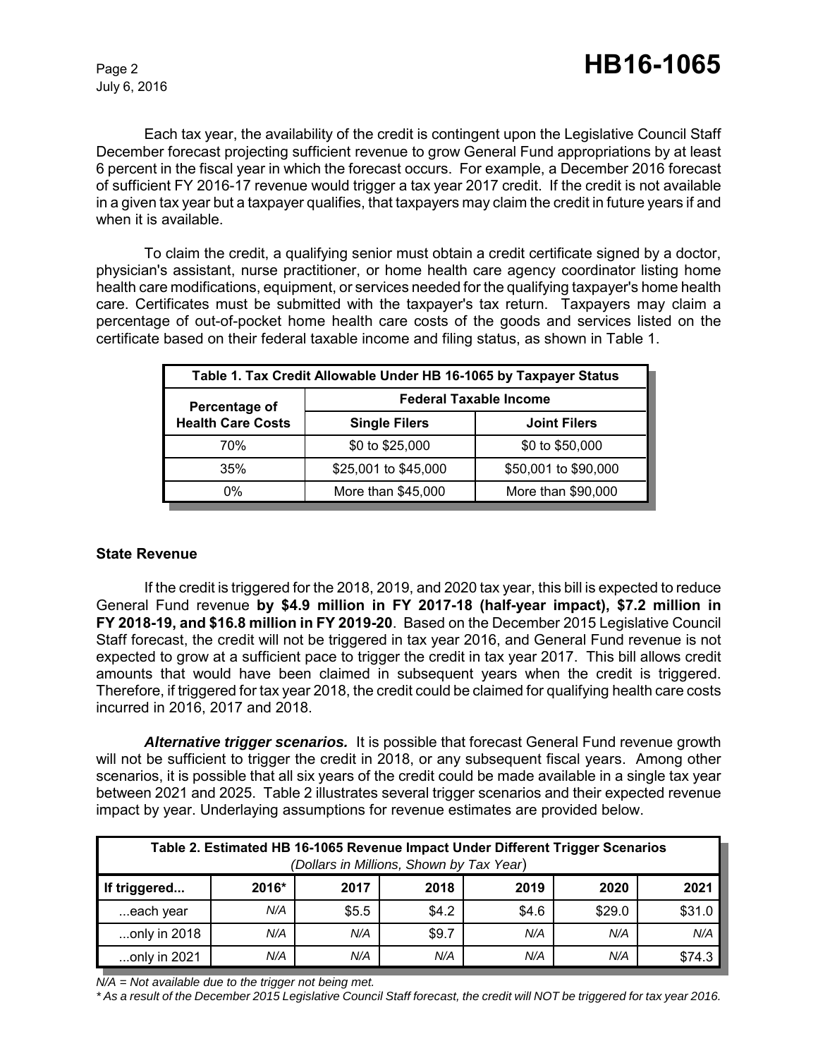Each tax year, the availability of the credit is contingent upon the Legislative Council Staff December forecast projecting sufficient revenue to grow General Fund appropriations by at least 6 percent in the fiscal year in which the forecast occurs. For example, a December 2016 forecast of sufficient FY 2016-17 revenue would trigger a tax year 2017 credit. If the credit is not available in a given tax year but a taxpayer qualifies, that taxpayers may claim the credit in future years if and when it is available.

To claim the credit, a qualifying senior must obtain a credit certificate signed by a doctor, physician's assistant, nurse practitioner, or home health care agency coordinator listing home health care modifications, equipment, or services needed for the qualifying taxpayer's home health care. Certificates must be submitted with the taxpayer's tax return. Taxpayers may claim a percentage of out-of-pocket home health care costs of the goods and services listed on the certificate based on their federal taxable income and filing status, as shown in Table 1.

**Table 1. Tax Credit Allowable Under HB 16-1065 by Taxpayer Status**

| Percentage of Health Care Costs | Federal Taxable Income | |
|---|---|---|
| | **Single Filers** | **Joint Filers** |
| 70% | $0 to $25,000 | $0 to $50,000 |
| 35% | $25,001 to $45,000 | $50,001 to $90,000 |
| 0% | More than $45,000 | More than $90,000 |

### State Revenue

If the credit is triggered for the 2018, 2019, and 2020 tax year, this bill is expected to reduce General Fund revenue **by $4.9 million in FY 2017-18 (half-year impact), $7.2 million in FY 2018-19, and $16.8 million in FY 2019-20**. Based on the December 2015 Legislative Council Staff forecast, the credit will not be triggered in tax year 2016, and General Fund revenue is not expected to grow at a sufficient pace to trigger the credit in tax year 2017. This bill allows credit amounts that would have been claimed in subsequent years when the credit is triggered. Therefore, if triggered for tax year 2018, the credit could be claimed for qualifying health care costs incurred in 2016, 2017 and 2018.

***Alternative trigger scenarios.*** It is possible that forecast General Fund revenue growth will not be sufficient to trigger the credit in 2018, or any subsequent fiscal years. Among other scenarios, it is possible that all six years of the credit could be made available in a single tax year between 2021 and 2025. Table 2 illustrates several trigger scenarios and their expected revenue impact by year. Underlaying assumptions for revenue estimates are provided below.

**Table 2. Estimated HB 16-1065 Revenue Impact Under Different Trigger Scenarios**
*(Dollars in Millions, Shown by Tax Year)*

| If triggered... | 2016* | 2017 | 2018 | 2019 | 2020 | 2021 |
|---|---|---|---|---|---|---|
| ...each year | *N/A* | $5.5 | $4.2 | $4.6 | $29.0 | $31.0 |
| ...only in 2018 | *N/A* | *N/A* | $9.7 | *N/A* | *N/A* | *N/A* |
| ...only in 2021 | *N/A* | *N/A* | *N/A* | *N/A* | *N/A* | $74.3 |

*N/A = Not available due to the trigger not being met.*
*\* As a result of the December 2015 Legislative Council Staff forecast, the credit will NOT be triggered for tax year 2016.*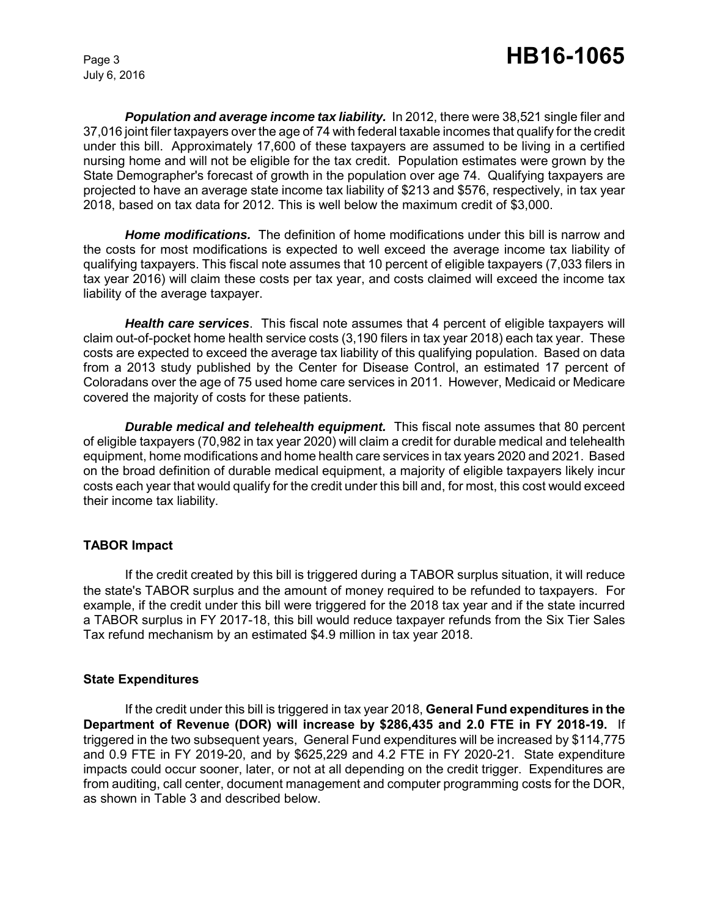***Population and average income tax liability.*** In 2012, there were 38,521 single filer and 37,016 joint filer taxpayers over the age of 74 with federal taxable incomes that qualify for the credit under this bill. Approximately 17,600 of these taxpayers are assumed to be living in a certified nursing home and will not be eligible for the tax credit. Population estimates were grown by the State Demographer's forecast of growth in the population over age 74. Qualifying taxpayers are projected to have an average state income tax liability of $213 and $576, respectively, in tax year 2018, based on tax data for 2012. This is well below the maximum credit of $3,000.

***Home modifications.*** The definition of home modifications under this bill is narrow and the costs for most modifications is expected to well exceed the average income tax liability of qualifying taxpayers. This fiscal note assumes that 10 percent of eligible taxpayers (7,033 filers in tax year 2016) will claim these costs per tax year, and costs claimed will exceed the income tax liability of the average taxpayer.

***Health care services***. This fiscal note assumes that 4 percent of eligible taxpayers will claim out-of-pocket home health service costs (3,190 filers in tax year 2018) each tax year. These costs are expected to exceed the average tax liability of this qualifying population. Based on data from a 2013 study published by the Center for Disease Control, an estimated 17 percent of Coloradans over the age of 75 used home care services in 2011. However, Medicaid or Medicare covered the majority of costs for these patients.

***Durable medical and telehealth equipment.*** This fiscal note assumes that 80 percent of eligible taxpayers (70,982 in tax year 2020) will claim a credit for durable medical and telehealth equipment, home modifications and home health care services in tax years 2020 and 2021. Based on the broad definition of durable medical equipment, a majority of eligible taxpayers likely incur costs each year that would qualify for the credit under this bill and, for most, this cost would exceed their income tax liability.

### TABOR Impact

If the credit created by this bill is triggered during a TABOR surplus situation, it will reduce the state's TABOR surplus and the amount of money required to be refunded to taxpayers. For example, if the credit under this bill were triggered for the 2018 tax year and if the state incurred a TABOR surplus in FY 2017-18, this bill would reduce taxpayer refunds from the Six Tier Sales Tax refund mechanism by an estimated $4.9 million in tax year 2018.

### State Expenditures

If the credit under this bill is triggered in tax year 2018, **General Fund expenditures in the Department of Revenue (DOR) will increase by $286,435 and 2.0 FTE in FY 2018-19.** If triggered in the two subsequent years, General Fund expenditures will be increased by $114,775 and 0.9 FTE in FY 2019-20, and by $625,229 and 4.2 FTE in FY 2020-21. State expenditure impacts could occur sooner, later, or not at all depending on the credit trigger. Expenditures are from auditing, call center, document management and computer programming costs for the DOR, as shown in Table 3 and described below.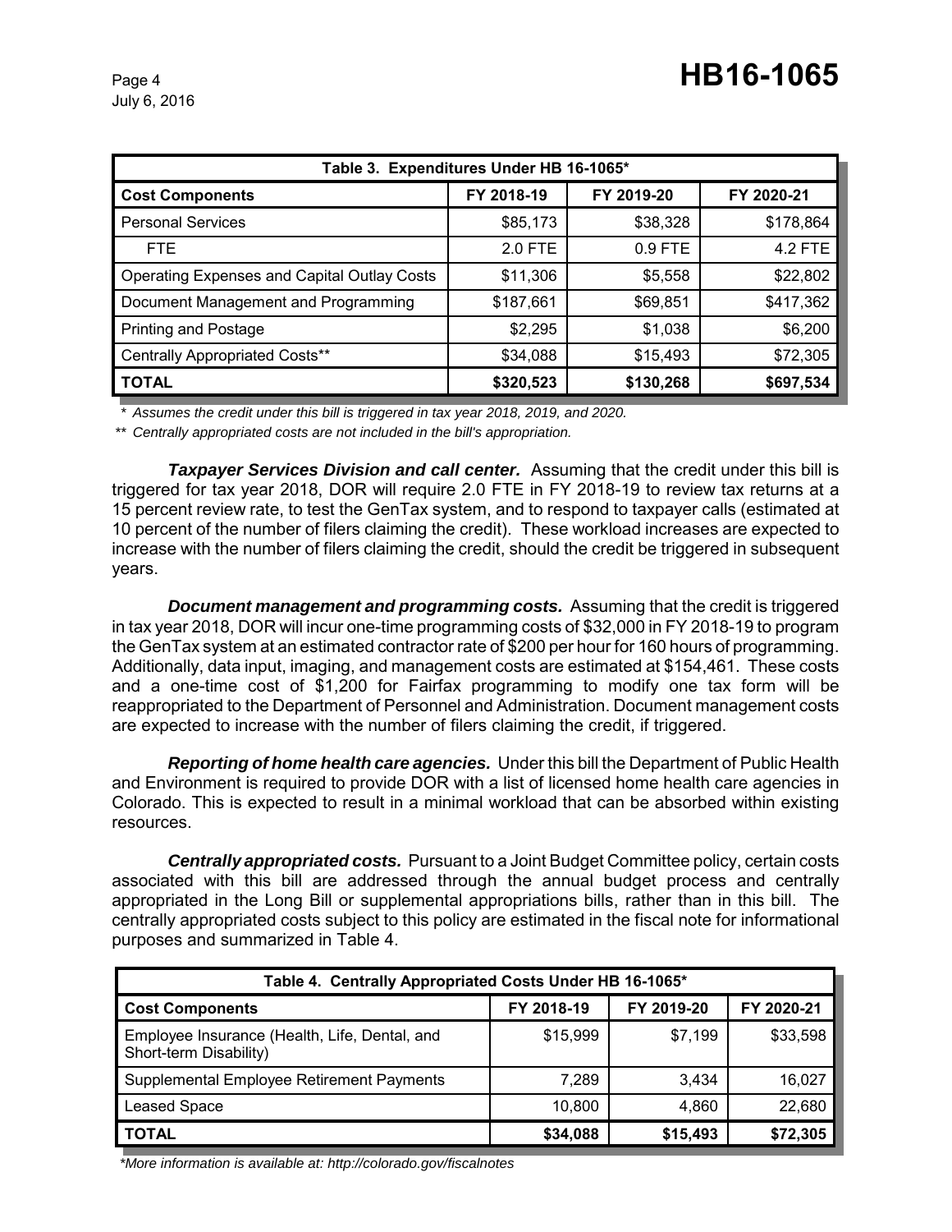| Table 3. Expenditures Under HB 16-1065* | | | |
|---|---|---|---|
| **Cost Components** | **FY 2018-19** | **FY 2019-20** | **FY 2020-21** |
| Personal Services | \$85,173 | \$38,328 | \$178,864 |
| FTE | 2.0 FTE | 0.9 FTE | 4.2 FTE |
| Operating Expenses and Capital Outlay Costs | \$11,306 | \$5,558 | \$22,802 |
| Document Management and Programming | \$187,661 | \$69,851 | \$417,362 |
| Printing and Postage | \$2,295 | \$1,038 | \$6,200 |
| Centrally Appropriated Costs** | \$34,088 | \$15,493 | \$72,305 |
| **TOTAL** | **\$320,523** | **\$130,268** | **\$697,534** |

*\* Assumes the credit under this bill is triggered in tax year 2018, 2019, and 2020.*

*\*\* Centrally appropriated costs are not included in the bill's appropriation.*

***Taxpayer Services Division and call center.*** Assuming that the credit under this bill is triggered for tax year 2018, DOR will require 2.0 FTE in FY 2018-19 to review tax returns at a 15 percent review rate, to test the GenTax system, and to respond to taxpayer calls (estimated at 10 percent of the number of filers claiming the credit). These workload increases are expected to increase with the number of filers claiming the credit, should the credit be triggered in subsequent years.

***Document management and programming costs.*** Assuming that the credit is triggered in tax year 2018, DOR will incur one-time programming costs of \$32,000 in FY 2018-19 to program the GenTax system at an estimated contractor rate of \$200 per hour for 160 hours of programming. Additionally, data input, imaging, and management costs are estimated at \$154,461. These costs and a one-time cost of \$1,200 for Fairfax programming to modify one tax form will be reappropriated to the Department of Personnel and Administration. Document management costs are expected to increase with the number of filers claiming the credit, if triggered.

***Reporting of home health care agencies.*** Under this bill the Department of Public Health and Environment is required to provide DOR with a list of licensed home health care agencies in Colorado. This is expected to result in a minimal workload that can be absorbed within existing resources.

***Centrally appropriated costs.*** Pursuant to a Joint Budget Committee policy, certain costs associated with this bill are addressed through the annual budget process and centrally appropriated in the Long Bill or supplemental appropriations bills, rather than in this bill. The centrally appropriated costs subject to this policy are estimated in the fiscal note for informational purposes and summarized in Table 4.

| Table 4. Centrally Appropriated Costs Under HB 16-1065* | | | |
|---|---|---|---|
| **Cost Components** | **FY 2018-19** | **FY 2019-20** | **FY 2020-21** |
| Employee Insurance (Health, Life, Dental, and Short-term Disability) | \$15,999 | \$7,199 | \$33,598 |
| Supplemental Employee Retirement Payments | 7,289 | 3,434 | 16,027 |
| Leased Space | 10,800 | 4,860 | 22,680 |
| **TOTAL** | **\$34,088** | **\$15,493** | **\$72,305** |

*\*More information is available at: http://colorado.gov/fiscalnotes*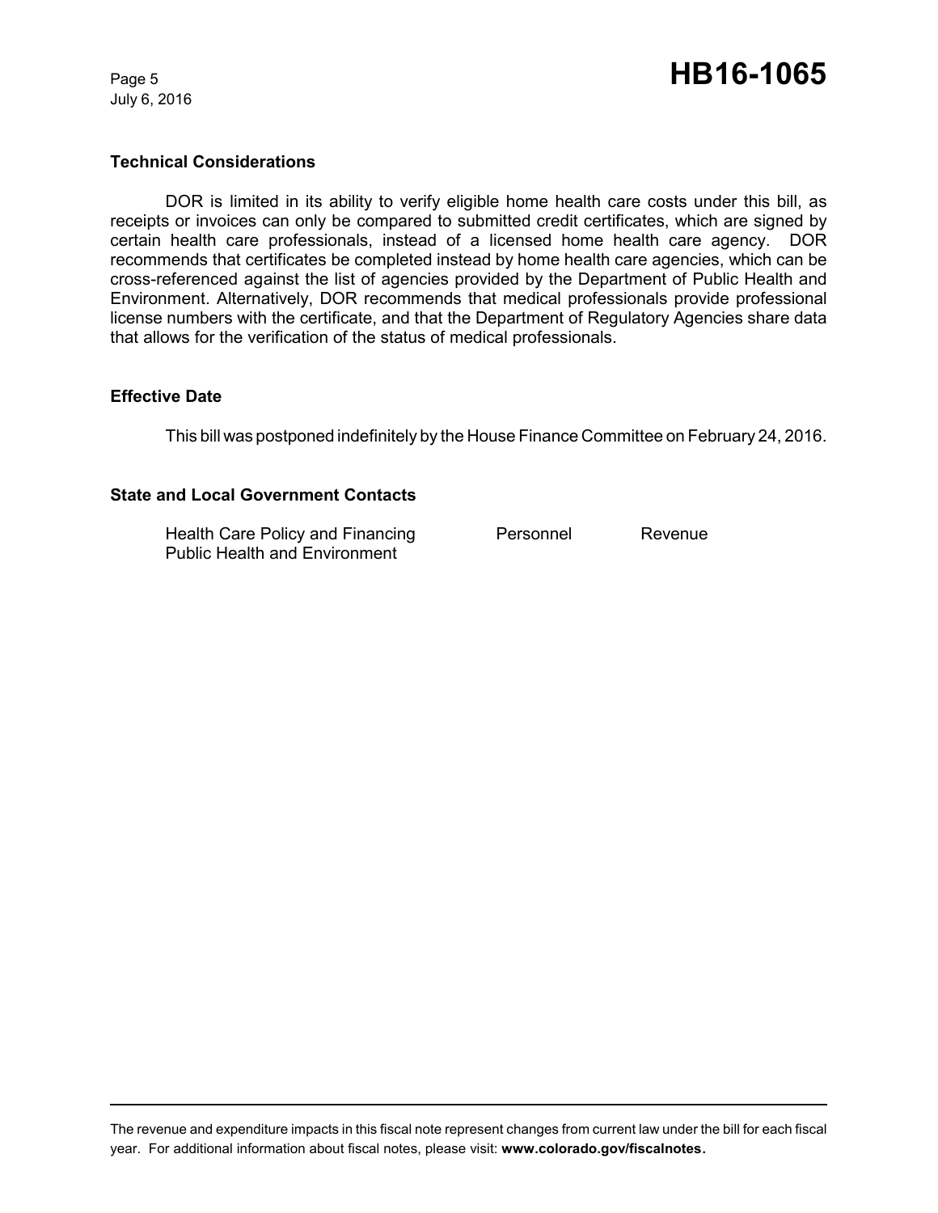## Technical Considerations

DOR is limited in its ability to verify eligible home health care costs under this bill, as receipts or invoices can only be compared to submitted credit certificates, which are signed by certain health care professionals, instead of a licensed home health care agency. DOR recommends that certificates be completed instead by home health care agencies, which can be cross-referenced against the list of agencies provided by the Department of Public Health and Environment. Alternatively, DOR recommends that medical professionals provide professional license numbers with the certificate, and that the Department of Regulatory Agencies share data that allows for the verification of the status of medical professionals.

## Effective Date

This bill was postponed indefinitely by the House Finance Committee on February 24, 2016.

## State and Local Government Contacts

| | | |
|---|---|---|
| Health Care Policy and Financing | Personnel | Revenue |
| Public Health and Environment | | |

The revenue and expenditure impacts in this fiscal note represent changes from current law under the bill for each fiscal year. For additional information about fiscal notes, please visit: **www.colorado.gov/fiscalnotes.**